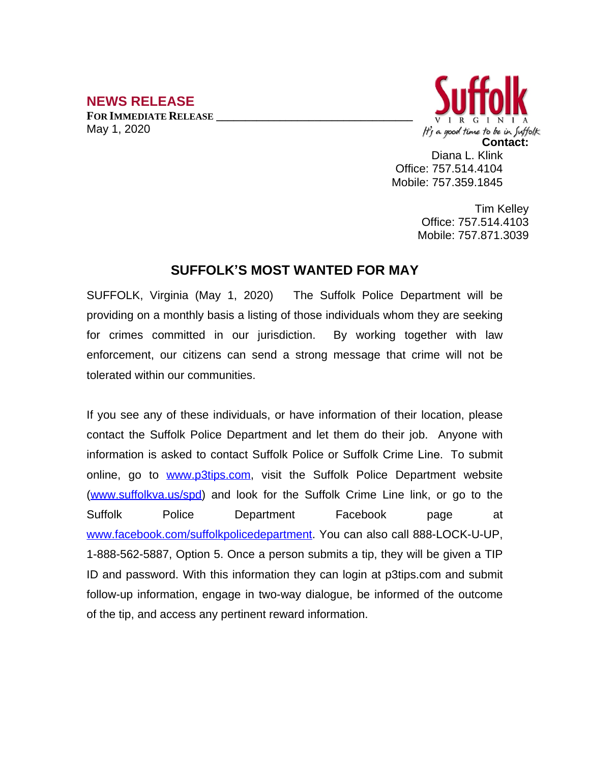## NEWS RELEASE

**FOR IMMEDIATE RELEASE** \_\_\_\_\_\_\_\_\_\_\_\_\_\_\_\_\_\_\_\_\_\_\_\_\_\_\_\_\_\_\_\_\_\_

May 1, 2020

Suffolk
VIRGINIA
*It's a good time to be in Suffolk*

**Contact:**

Diana L. Klink
Office: 757.514.4104
Mobile: 757.359.1845

Tim Kelley
Office: 757.514.4103
Mobile: 757.871.3039

### SUFFOLK'S MOST WANTED FOR MAY

SUFFOLK, Virginia (May 1, 2020) The Suffolk Police Department will be providing on a monthly basis a listing of those individuals whom they are seeking for crimes committed in our jurisdiction. By working together with law enforcement, our citizens can send a strong message that crime will not be tolerated within our communities.

If you see any of these individuals, or have information of their location, please contact the Suffolk Police Department and let them do their job. Anyone with information is asked to contact Suffolk Police or Suffolk Crime Line. To submit online, go to [www.p3tips.com](http://www.p3tips.com), visit the Suffolk Police Department website ([www.suffolkva.us/spd](http://www.suffolkva.us/spd)) and look for the Suffolk Crime Line link, or go to the Suffolk Police Department Facebook page at [www.facebook.com/suffolkpolicedepartment](http://www.facebook.com/suffolkpolicedepartment). You can also call 888-LOCK-U-UP, 1-888-562-5887, Option 5. Once a person submits a tip, they will be given a TIP ID and password. With this information they can login at p3tips.com and submit follow-up information, engage in two-way dialogue, be informed of the outcome of the tip, and access any pertinent reward information.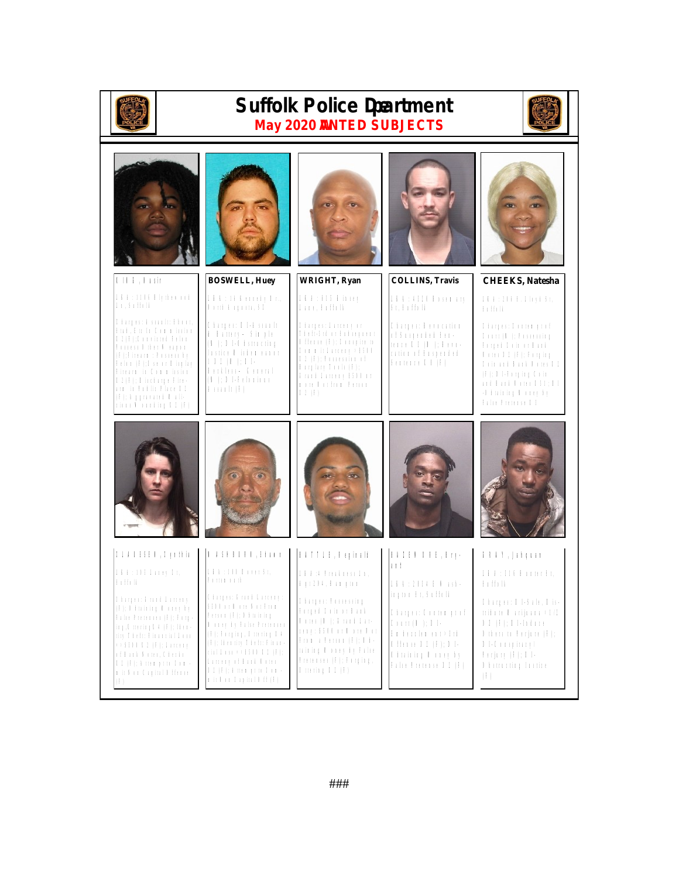# Suffolk Police Department

## May 2020 WANTED SUBJECTS

**BOSWELL, Huey**

**WRIGHT, Ryan**

**COLLINS, Travis**

**CHEEKS, Natesha**

###